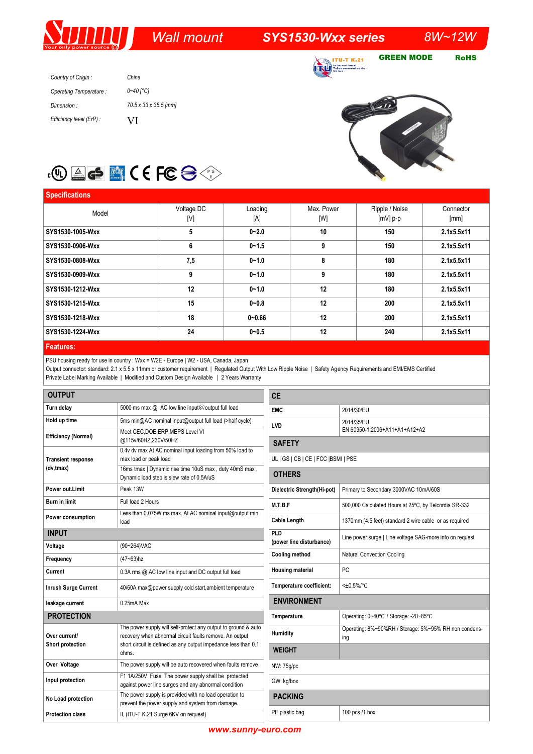# Sunny — Wall mount — SYS1530-Wxx series — 8W~12W

ITU-T K.21 | GREEN MODE | RoHS

| | |
|---|---|
| Country of Origin : | China |
| Operating Temperature : | 0~40 [°C] |
| Dimension : | 70.5 x 33 x 35.5 [mm] |
| Efficiency level (ErP) : | VI |

## Specifications

| Model | Voltage DC [V] | Loading [A] | Max. Power [W] | Ripple / Noise [mV] p-p | Connector [mm] |
|---|---|---|---|---|---|
| **SYS1530-1005-Wxx** | **5** | **0~2.0** | **10** | **150** | **2.1x5.5x11** |
| **SYS1530-0906-Wxx** | **6** | **0~1.5** | **9** | **150** | **2.1x5.5x11** |
| **SYS1530-0808-Wxx** | **7,5** | **0~1.0** | **8** | **180** | **2.1x5.5x11** |
| **SYS1530-0909-Wxx** | **9** | **0~1.0** | **9** | **180** | **2.1x5.5x11** |
| **SYS1530-1212-Wxx** | **12** | **0~1.0** | **12** | **180** | **2.1x5.5x11** |
| **SYS1530-1215-Wxx** | **15** | **0~0.8** | **12** | **200** | **2.1x5.5x11** |
| **SYS1530-1218-Wxx** | **18** | **0~0.66** | **12** | **200** | **2.1x5.5x11** |
| **SYS1530-1224-Wxx** | **24** | **0~0.5** | **12** | **240** | **2.1x5.5x11** |

## Features:

PSU housing ready for use in country : Wxx = W2E - Europe | W2 - USA, Canada, Japan
Output connector: standard: 2.1 x 5.5 x 11mm or customer requirement | Regulated Output With Low Ripple Noise | Safety Agency Requirements and EMI/EMS Certified
Private Label Marking Available | Modified and Custom Design Available | 2 Years Warranty

### OUTPUT

| | |
|---|---|
| **Turn delay** | 5000 ms max @ AC low line input@output full load |
| **Hold up time** | 5ms min@AC nominal input@output full load (>half cycle) |
| **Efficiency (Normal)** | Meet CEC,DOE,ERP,MEPS Level VI @115v/60HZ,230V/50HZ |
| **Transient response (dv,tmax)** | 0.4v dv max At AC nominal input loading from 50% load to max load or peak load; 16ms tmax \| Dynamic rise time 10uS max , duty 40mS max , Dynamic load step is slew rate of 0.5A/uS |
| **Power out.Limit** | Peak 13W |
| **Burn in limit** | Full load 2 Hours |
| **Power consumption** | Less than 0.075W ms max. At AC nominal input@output min load |

### INPUT

| | |
|---|---|
| **Voltage** | (90~264)VAC |
| **Frequency** | (47~63)hz |
| **Current** | 0.3A rms @ AC low line input and DC output full load |
| **Inrush Surge Current** | 40/60A max@power supply cold start,ambient temperature |
| **leakage current** | 0.25mA Max |

### PROTECTION

| | |
|---|---|
| **Over current/ Short protection** | The power supply will self-protect any output to ground & auto recovery when abnormal circuit faults remove. An output short circuit is defined as any output impedance less than 0.1 ohms. |
| **Over Voltage** | The power supply will be auto recovered when faults remove |
| **Input protection** | F1 1A/250V Fuse The power supply shall be protected against power line surges and any abnormal condition |
| **No Load protection** | The power supply is provided with no load operation to prevent the power supply and system from damage. |
| **Protection class** | II, (ITU-T K.21 Surge 6KV on request) |

### CE

| | |
|---|---|
| **EMC** | 2014/30/EU |
| **LVD** | 2014/35/EU<br>EN 60950-1:2006+A11+A1+A12+A2 |

### SAFETY

UL | GS | CB | CE | FCC |BSMI | PSE

### OTHERS

| | |
|---|---|
| **Dielectric Strength(Hi-pot)** | Primary to Secondary:3000VAC 10mA/60S |
| **M.T.B.F** | 500,000 Calculated Hours at 25ºC, by Telcordia SR-332 |
| **Cable Length** | 1370mm (4.5 feet) standard 2 wire cable or as required |
| **PLD (power line disturbance)** | Line power surge \| Line voltage SAG-more info on request |
| **Cooling method** | Natural Convection Cooling |
| **Housing material** | PC |
| **Temperature coefficient:** | <±0.5%/°C |

### ENVIRONMENT

| | |
|---|---|
| **Temperature** | Operating: 0~40℃ / Storage: -20~85℃ |
| **Humidity** | Operating: 8%~90%RH / Storage: 5%~95% RH non condensing |

### WEIGHT

NW: 75g/pc

GW: kg/box

### PACKING

| | |
|---|---|
| PE plastic bag | 100 pcs /1 box |

www.sunny-euro.com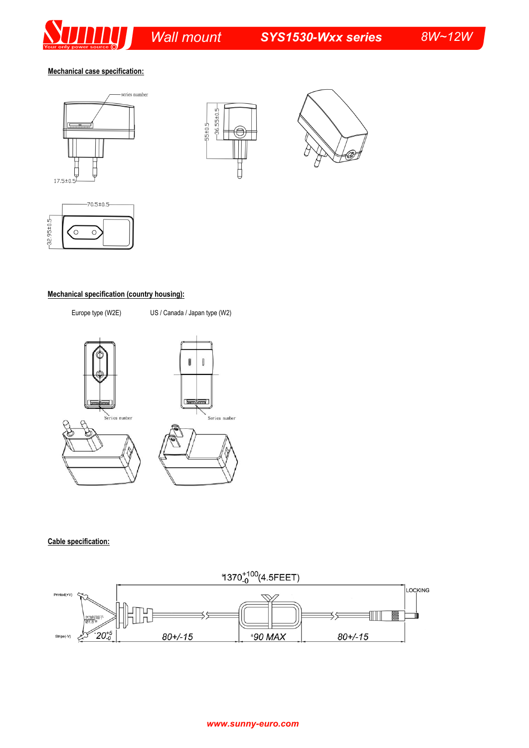## Mechanical case specification:

series number

17.5±0.5

55±0.5

36.55±0.5

70.5±0.5

32.95±0.5

## Mechanical specification (country housing):

Europe type (W2E)

US / Canada / Japan type (W2)

Series number

Series number

## Cable specification:

*1370 $^{+100}_{-0}$ (4.5FEET)

LOCKING

Printed(+V)

Stripe(-V)

PCB焊端子 Ø1.8*

$20^{+5}_{-0}$

80+/-15

*90 MAX

80+/-15

www.sunny-euro.com